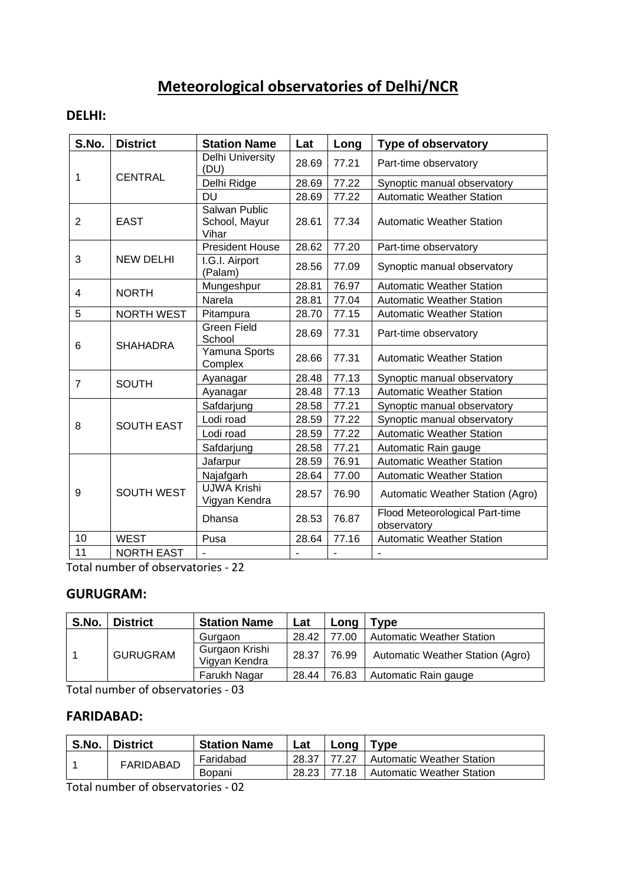# Meteorological observatories of Delhi/NCR

## DELHI:

| S.No. | District | Station Name | Lat | Long | Type of observatory |
|---|---|---|---|---|---|
| 1 | CENTRAL | Delhi University (DU) | 28.69 | 77.21 | Part-time observatory |
| | | Delhi Ridge | 28.69 | 77.22 | Synoptic manual observatory |
| | | DU | 28.69 | 77.22 | Automatic Weather Station |
| 2 | EAST | Salwan Public School, Mayur Vihar | 28.61 | 77.34 | Automatic Weather Station |
| 3 | NEW DELHI | President House | 28.62 | 77.20 | Part-time observatory |
| | | I.G.I. Airport (Palam) | 28.56 | 77.09 | Synoptic manual observatory |
| 4 | NORTH | Mungeshpur | 28.81 | 76.97 | Automatic Weather Station |
| | | Narela | 28.81 | 77.04 | Automatic Weather Station |
| 5 | NORTH WEST | Pitampura | 28.70 | 77.15 | Automatic Weather Station |
| 6 | SHAHADRA | Green Field School | 28.69 | 77.31 | Part-time observatory |
| | | Yamuna Sports Complex | 28.66 | 77.31 | Automatic Weather Station |
| 7 | SOUTH | Ayanagar | 28.48 | 77.13 | Synoptic manual observatory |
| | | Ayanagar | 28.48 | 77.13 | Automatic Weather Station |
| 8 | SOUTH EAST | Safdarjung | 28.58 | 77.21 | Synoptic manual observatory |
| | | Lodi road | 28.59 | 77.22 | Synoptic manual observatory |
| | | Lodi road | 28.59 | 77.22 | Automatic Weather Station |
| | | Safdarjung | 28.58 | 77.21 | Automatic Rain gauge |
| 9 | SOUTH WEST | Jafarpur | 28.59 | 76.91 | Automatic Weather Station |
| | | Najafgarh | 28.64 | 77.00 | Automatic Weather Station |
| | | UJWA Krishi Vigyan Kendra | 28.57 | 76.90 | Automatic Weather Station (Agro) |
| | | Dhansa | 28.53 | 76.87 | Flood Meteorological Part-time observatory |
| 10 | WEST | Pusa | 28.64 | 77.16 | Automatic Weather Station |
| 11 | NORTH EAST | - | - | - | - |

Total number of observatories - 22

## GURUGRAM:

| S.No. | District | Station Name | Lat | Long | Type |
|---|---|---|---|---|---|
| 1 | GURUGRAM | Gurgaon | 28.42 | 77.00 | Automatic Weather Station |
| | | Gurgaon Krishi Vigyan Kendra | 28.37 | 76.99 | Automatic Weather Station (Agro) |
| | | Farukh Nagar | 28.44 | 76.83 | Automatic Rain gauge |

Total number of observatories - 03

## FARIDABAD:

| S.No. | District | Station Name | Lat | Long | Type |
|---|---|---|---|---|---|
| 1 | FARIDABAD | Faridabad | 28.37 | 77.27 | Automatic Weather Station |
| | | Bopani | 28.23 | 77.18 | Automatic Weather Station |

Total number of observatories - 02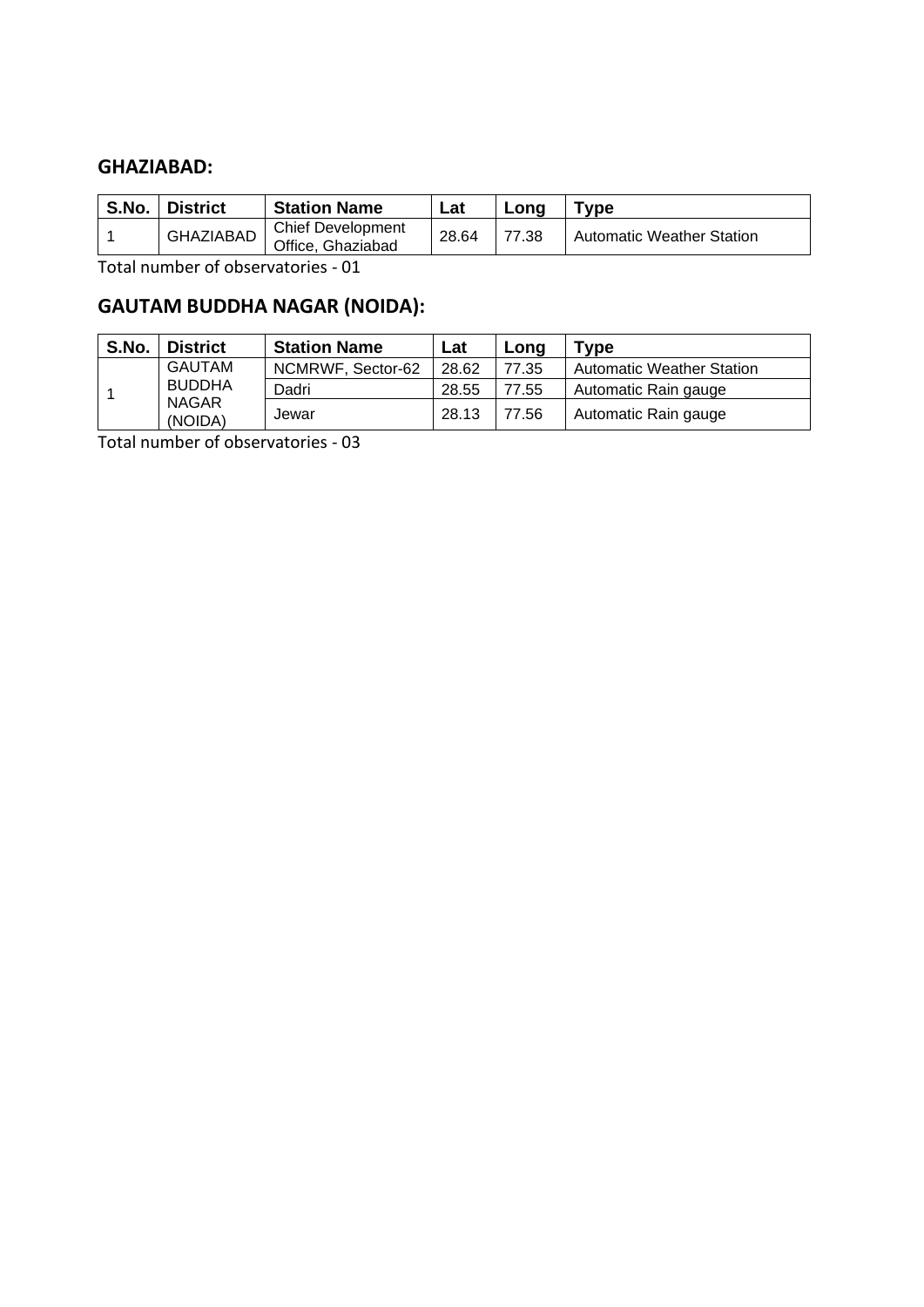## GHAZIABAD:

| S.No. | District | Station Name | Lat | Long | Type |
|---|---|---|---|---|---|
| 1 | GHAZIABAD | Chief Development Office, Ghaziabad | 28.64 | 77.38 | Automatic Weather Station |

Total number of observatories - 01

## GAUTAM BUDDHA NAGAR (NOIDA):

| S.No. | District | Station Name | Lat | Long | Type |
|---|---|---|---|---|---|
| 1 | GAUTAM BUDDHA NAGAR (NOIDA) | NCMRWF, Sector-62 | 28.62 | 77.35 | Automatic Weather Station |
| | | Dadri | 28.55 | 77.55 | Automatic Rain gauge |
| | | Jewar | 28.13 | 77.56 | Automatic Rain gauge |

Total number of observatories - 03